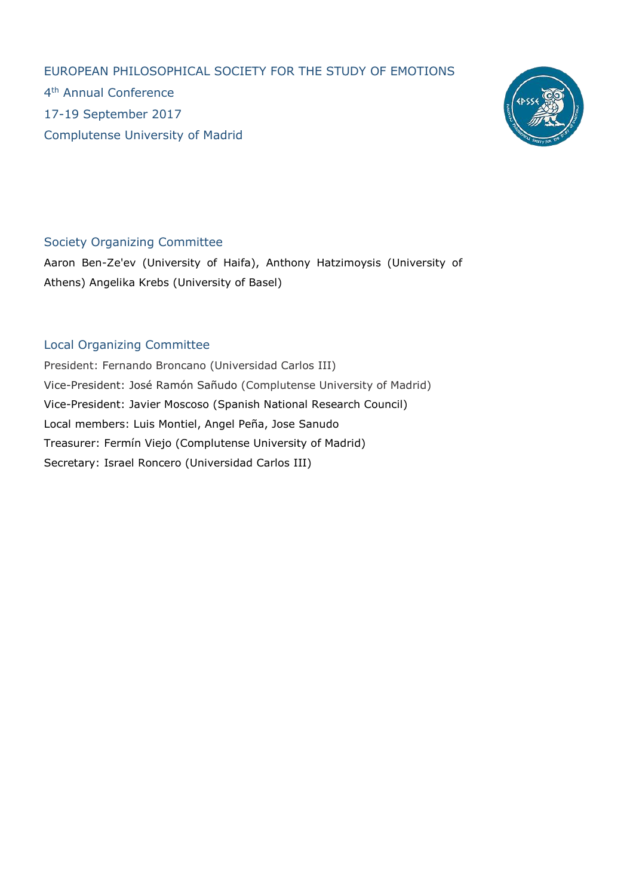# EUROPEAN PHILOSOPHICAL SOCIETY FOR THE STUDY OF EMOTIONS

4th Annual Conference

17-19 September 2017

Complutense University of Madrid

## Society Organizing Committee

Aaron Ben-Ze'ev (University of Haifa), Anthony Hatzimoysis (University of Athens) Angelika Krebs (University of Basel)

## Local Organizing Committee

President: Fernando Broncano (Universidad Carlos III)

Vice-President: José Ramón Sañudo (Complutense University of Madrid)

Vice-President: Javier Moscoso (Spanish National Research Council)

Local members: Luis Montiel, Angel Peña, Jose Sanudo

Treasurer: Fermín Viejo (Complutense University of Madrid)

Secretary: Israel Roncero (Universidad Carlos III)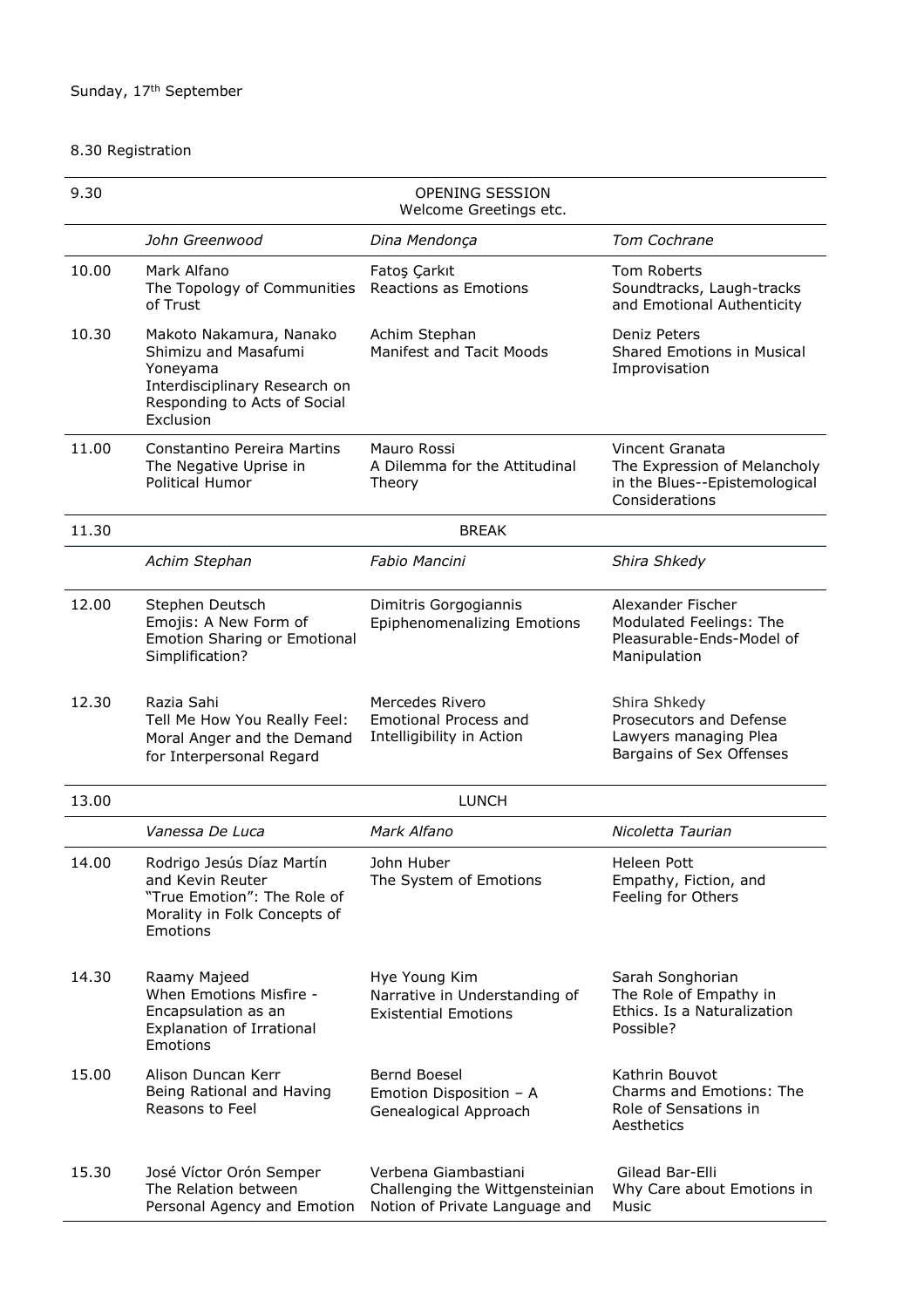Sunday, 17th September

8.30 Registration

| | | | |
|---|---|---|---|
| 9.30 | OPENING SESSION<br>Welcome Greetings etc. | | |
| | *John Greenwood* | *Dina Mendonça* | *Tom Cochrane* |
| 10.00 | Mark Alfano<br>The Topology of Communities of Trust | Fatoş Çarkıt<br>Reactions as Emotions | Tom Roberts<br>Soundtracks, Laugh-tracks and Emotional Authenticity |
| 10.30 | Makoto Nakamura, Nanako Shimizu and Masafumi Yoneyama<br>Interdisciplinary Research on Responding to Acts of Social Exclusion | Achim Stephan<br>Manifest and Tacit Moods | Deniz Peters<br>Shared Emotions in Musical Improvisation |
| 11.00 | Constantino Pereira Martins<br>The Negative Uprise in Political Humor | Mauro Rossi<br>A Dilemma for the Attitudinal Theory | Vincent Granata<br>The Expression of Melancholy in the Blues--Epistemological Considerations |
| 11.30 | BREAK | | |
| | *Achim Stephan* | *Fabio Mancini* | *Shira Shkedy* |
| 12.00 | Stephen Deutsch<br>Emojis: A New Form of Emotion Sharing or Emotional Simplification? | Dimitris Gorgogiannis<br>Epiphenomenalizing Emotions | Alexander Fischer<br>Modulated Feelings: The Pleasurable-Ends-Model of Manipulation |
| 12.30 | Razia Sahi<br>Tell Me How You Really Feel: Moral Anger and the Demand for Interpersonal Regard | Mercedes Rivero<br>Emotional Process and Intelligibility in Action | Shira Shkedy<br>Prosecutors and Defense Lawyers managing Plea Bargains of Sex Offenses |
| 13.00 | LUNCH | | |
| | *Vanessa De Luca* | *Mark Alfano* | *Nicoletta Taurian* |
| 14.00 | Rodrigo Jesús Díaz Martín and Kevin Reuter<br>"True Emotion": The Role of Morality in Folk Concepts of Emotions | John Huber<br>The System of Emotions | Heleen Pott<br>Empathy, Fiction, and Feeling for Others |
| 14.30 | Raamy Majeed<br>When Emotions Misfire - Encapsulation as an Explanation of Irrational Emotions | Hye Young Kim<br>Narrative in Understanding of Existential Emotions | Sarah Songhorian<br>The Role of Empathy in Ethics. Is a Naturalization Possible? |
| 15.00 | Alison Duncan Kerr<br>Being Rational and Having Reasons to Feel | Bernd Boesel<br>Emotion Disposition – A Genealogical Approach | Kathrin Bouvot<br>Charms and Emotions: The Role of Sensations in Aesthetics |
| 15.30 | José Víctor Orón Semper<br>The Relation between Personal Agency and Emotion | Verbena Giambastiani<br>Challenging the Wittgensteinian Notion of Private Language and | Gilead Bar-Elli<br>Why Care about Emotions in Music |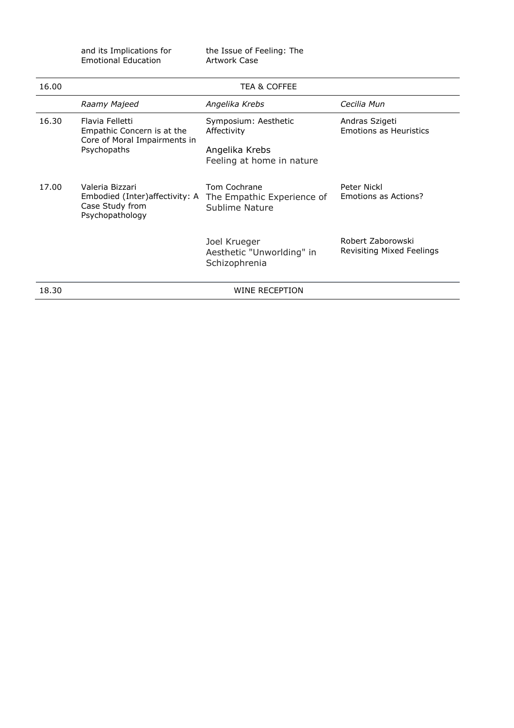| | | | |
|---|---|---|---|
| | and its Implications for Emotional Education | the Issue of Feeling: The Artwork Case | |
| 16.00 | TEA & COFFEE | | |
| | *Raamy Majeed* | *Angelika Krebs* | *Cecilia Mun* |
| 16.30 | Flavia Felletti<br>Empathic Concern is at the Core of Moral Impairments in Psychopaths | Symposium: Aesthetic Affectivity<br><br>Angelika Krebs<br>Feeling at home in nature | Andras Szigeti<br>Emotions as Heuristics |
| 17.00 | Valeria Bizzari<br>Embodied (Inter)affectivity: A Case Study from Psychopathology | Tom Cochrane<br>The Empathic Experience of Sublime Nature | Peter Nickl<br>Emotions as Actions? |
| | | Joel Krueger<br>Aesthetic "Unworlding" in Schizophrenia | Robert Zaborowski<br>Revisiting Mixed Feelings |
| 18.30 | WINE RECEPTION | | |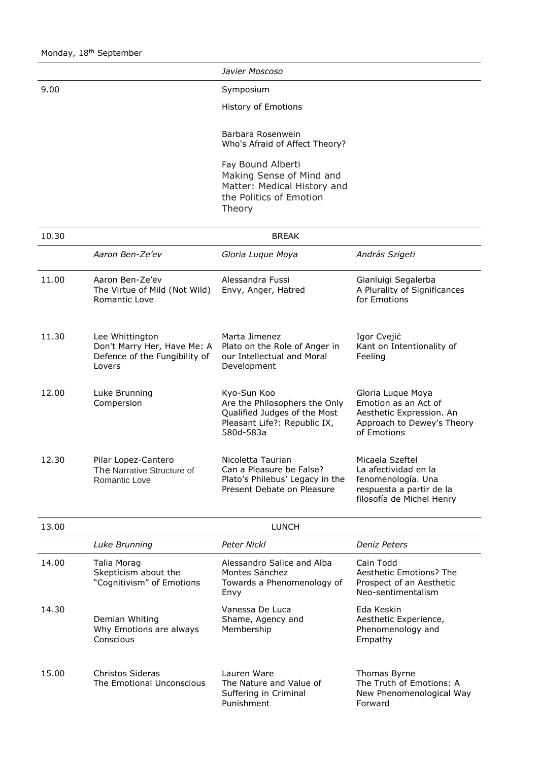Monday, 18th September

| | | | |
|---|---|---|---|
| | | *Javier Moscoso* | |
| 9.00 | | Symposium<br><br>History of Emotions<br><br>Barbara Rosenwein<br>Who's Afraid of Affect Theory?<br><br>Fay Bound Alberti<br>Making Sense of Mind and Matter: Medical History and the Politics of Emotion Theory | |
| 10.30 | | BREAK | |
| | *Aaron Ben-Ze'ev* | *Gloria Luque Moya* | *András Szigeti* |
| 11.00 | Aaron Ben-Ze'ev<br>The Virtue of Mild (Not Wild) Romantic Love | Alessandra Fussi<br>Envy, Anger, Hatred | Gianluigi Segalerba<br>A Plurality of Significances for Emotions |
| 11.30 | Lee Whittington<br>Don't Marry Her, Have Me: A Defence of the Fungibility of Lovers | Marta Jimenez<br>Plato on the Role of Anger in our Intellectual and Moral Development | Igor Cvejić<br>Kant on Intentionality of Feeling |
| 12.00 | Luke Brunning<br>Compersion | Kyo-Sun Koo<br>Are the Philosophers the Only Qualified Judges of the Most Pleasant Life?: Republic IX, 580d-583a | Gloria Luque Moya<br>Emotion as an Act of Aesthetic Expression. An Approach to Dewey's Theory of Emotions |
| 12.30 | Pilar Lopez-Cantero<br>The Narrative Structure of Romantic Love | Nicoletta Taurian<br>Can a Pleasure be False? Plato's Philebus' Legacy in the Present Debate on Pleasure | Micaela Szeftel<br>La afectividad en la fenomenología. Una respuesta a partir de la filosofía de Michel Henry |
| 13.00 | | LUNCH | |
| | *Luke Brunning* | *Peter Nickl* | *Deniz Peters* |
| 14.00 | Talia Morag<br>Skepticism about the "Cognitivism" of Emotions | Alessandro Salice and Alba Montes Sánchez<br>Towards a Phenomenology of Envy | Cain Todd<br>Aesthetic Emotions? The Prospect of an Aesthetic Neo-sentimentalism |
| 14.30 | Demian Whiting<br>Why Emotions are always Conscious | Vanessa De Luca<br>Shame, Agency and Membership | Eda Keskin<br>Aesthetic Experience, Phenomenology and Empathy |
| 15.00 | Christos Sideras<br>The Emotional Unconscious | Lauren Ware<br>The Nature and Value of Suffering in Criminal Punishment | Thomas Byrne<br>The Truth of Emotions: A New Phenomenological Way Forward |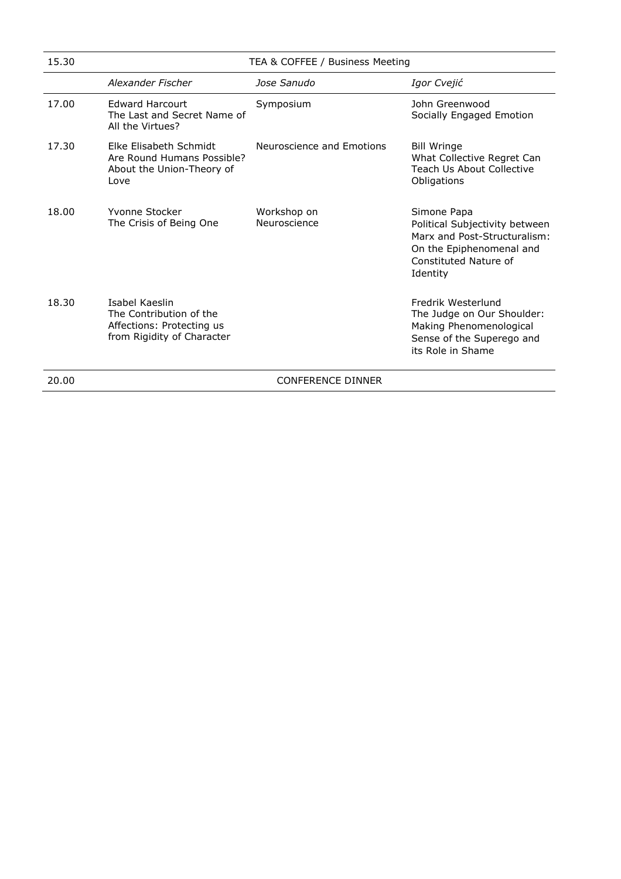| 15.30 | TEA & COFFEE / Business Meeting | | |
|---|---|---|---|
| | *Alexander Fischer* | *Jose Sanudo* | *Igor Cvejić* |
| 17.00 | Edward Harcourt<br>The Last and Secret Name of All the Virtues? | Symposium | John Greenwood<br>Socially Engaged Emotion |
| 17.30 | Elke Elisabeth Schmidt<br>Are Round Humans Possible? About the Union-Theory of Love | Neuroscience and Emotions | Bill Wringe<br>What Collective Regret Can Teach Us About Collective Obligations |
| 18.00 | Yvonne Stocker<br>The Crisis of Being One | Workshop on Neuroscience | Simone Papa<br>Political Subjectivity between Marx and Post-Structuralism: On the Epiphenomenal and Constituted Nature of Identity |
| 18.30 | Isabel Kaeslin<br>The Contribution of the Affections: Protecting us from Rigidity of Character | | Fredrik Westerlund<br>The Judge on Our Shoulder: Making Phenomenological Sense of the Superego and its Role in Shame |
| 20.00 | CONFERENCE DINNER | | |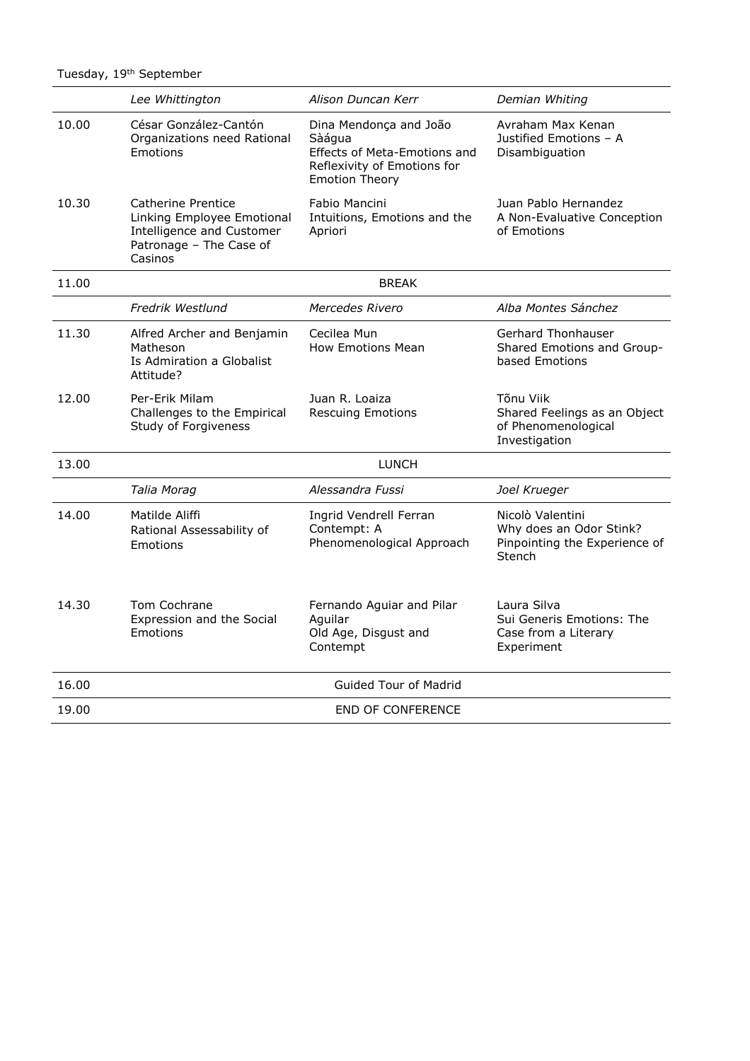Tuesday, 19th September

| | *Lee Whittington* | *Alison Duncan Kerr* | *Demian Whiting* |
|---|---|---|---|
| 10.00 | César González-Cantón<br>Organizations need Rational Emotions | Dina Mendonça and João Sàágua<br>Effects of Meta-Emotions and Reflexivity of Emotions for Emotion Theory | Avraham Max Kenan<br>Justified Emotions – A Disambiguation |
| 10.30 | Catherine Prentice<br>Linking Employee Emotional Intelligence and Customer Patronage – The Case of Casinos | Fabio Mancini<br>Intuitions, Emotions and the Apriori | Juan Pablo Hernandez<br>A Non-Evaluative Conception of Emotions |
| 11.00 | | BREAK | |
| | *Fredrik Westlund* | *Mercedes Rivero* | *Alba Montes Sánchez* |
| 11.30 | Alfred Archer and Benjamin Matheson<br>Is Admiration a Globalist Attitude? | Cecilea Mun<br>How Emotions Mean | Gerhard Thonhauser<br>Shared Emotions and Group-based Emotions |
| 12.00 | Per-Erik Milam<br>Challenges to the Empirical Study of Forgiveness | Juan R. Loaiza<br>Rescuing Emotions | Tõnu Viik<br>Shared Feelings as an Object of Phenomenological Investigation |
| 13.00 | | LUNCH | |
| | *Talia Morag* | *Alessandra Fussi* | *Joel Krueger* |
| 14.00 | Matilde Aliffi<br>Rational Assessability of Emotions | Ingrid Vendrell Ferran<br>Contempt: A Phenomenological Approach | Nicolò Valentini<br>Why does an Odor Stink? Pinpointing the Experience of Stench |
| 14.30 | Tom Cochrane<br>Expression and the Social Emotions | Fernando Aguiar and Pilar Aguilar<br>Old Age, Disgust and Contempt | Laura Silva<br>Sui Generis Emotions: The Case from a Literary Experiment |
| 16.00 | | Guided Tour of Madrid | |
| 19.00 | | END OF CONFERENCE | |